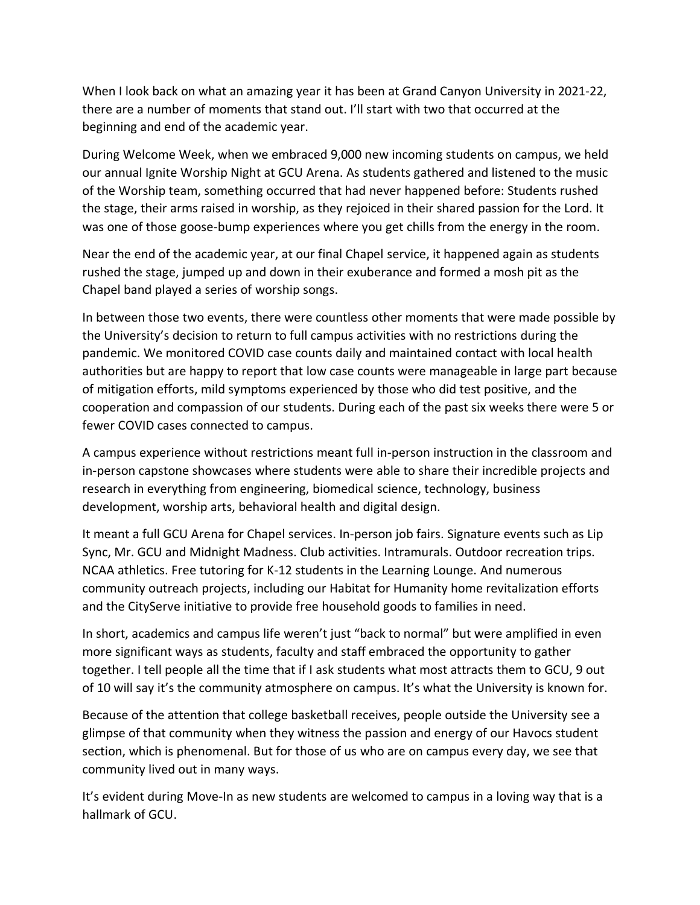When I look back on what an amazing year it has been at Grand Canyon University in 2021-22, there are a number of moments that stand out. I'll start with two that occurred at the beginning and end of the academic year.

During Welcome Week, when we embraced 9,000 new incoming students on campus, we held our annual Ignite Worship Night at GCU Arena. As students gathered and listened to the music of the Worship team, something occurred that had never happened before: Students rushed the stage, their arms raised in worship, as they rejoiced in their shared passion for the Lord. It was one of those goose-bump experiences where you get chills from the energy in the room.

Near the end of the academic year, at our final Chapel service, it happened again as students rushed the stage, jumped up and down in their exuberance and formed a mosh pit as the Chapel band played a series of worship songs.

In between those two events, there were countless other moments that were made possible by the University's decision to return to full campus activities with no restrictions during the pandemic. We monitored COVID case counts daily and maintained contact with local health authorities but are happy to report that low case counts were manageable in large part because of mitigation efforts, mild symptoms experienced by those who did test positive, and the cooperation and compassion of our students. During each of the past six weeks there were 5 or fewer COVID cases connected to campus.

A campus experience without restrictions meant full in-person instruction in the classroom and in-person capstone showcases where students were able to share their incredible projects and research in everything from engineering, biomedical science, technology, business development, worship arts, behavioral health and digital design.

It meant a full GCU Arena for Chapel services. In-person job fairs. Signature events such as Lip Sync, Mr. GCU and Midnight Madness. Club activities. Intramurals. Outdoor recreation trips. NCAA athletics. Free tutoring for K-12 students in the Learning Lounge. And numerous community outreach projects, including our Habitat for Humanity home revitalization efforts and the CityServe initiative to provide free household goods to families in need.

In short, academics and campus life weren't just "back to normal" but were amplified in even more significant ways as students, faculty and staff embraced the opportunity to gather together. I tell people all the time that if I ask students what most attracts them to GCU, 9 out of 10 will say it's the community atmosphere on campus. It's what the University is known for.

Because of the attention that college basketball receives, people outside the University see a glimpse of that community when they witness the passion and energy of our Havocs student section, which is phenomenal. But for those of us who are on campus every day, we see that community lived out in many ways.

It's evident during Move-In as new students are welcomed to campus in a loving way that is a hallmark of GCU.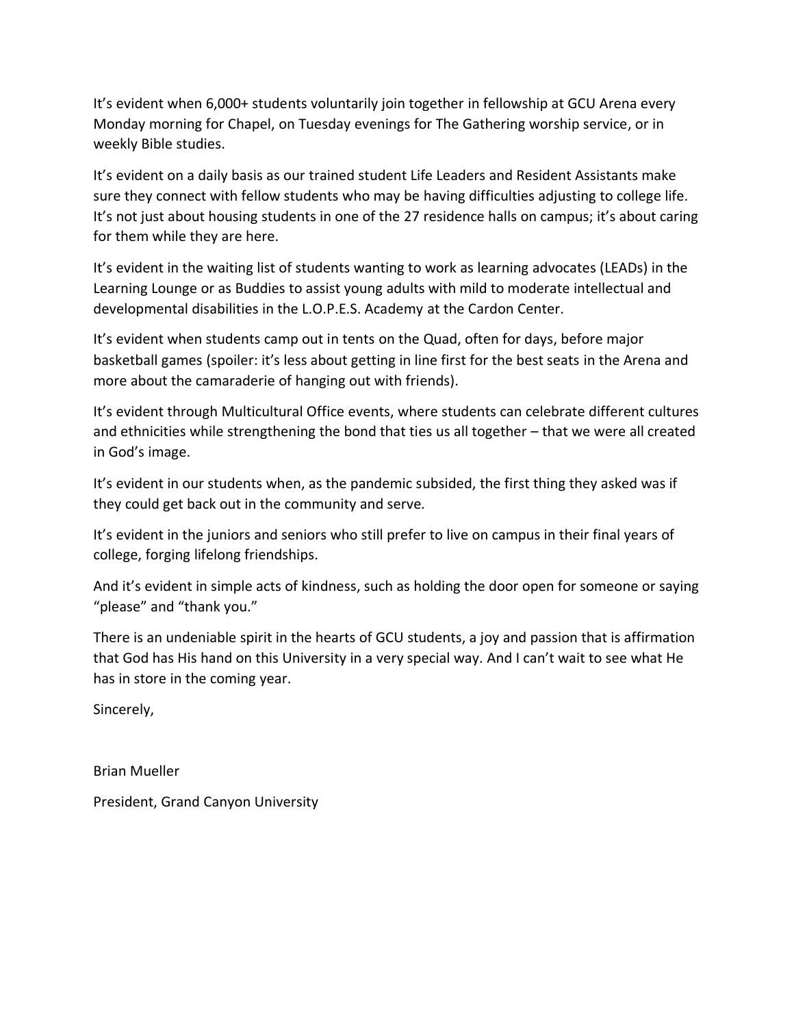It's evident when 6,000+ students voluntarily join together in fellowship at GCU Arena every Monday morning for Chapel, on Tuesday evenings for The Gathering worship service, or in weekly Bible studies.

It's evident on a daily basis as our trained student Life Leaders and Resident Assistants make sure they connect with fellow students who may be having difficulties adjusting to college life. It's not just about housing students in one of the 27 residence halls on campus; it's about caring for them while they are here.

It's evident in the waiting list of students wanting to work as learning advocates (LEADs) in the Learning Lounge or as Buddies to assist young adults with mild to moderate intellectual and developmental disabilities in the L.O.P.E.S. Academy at the Cardon Center.

It's evident when students camp out in tents on the Quad, often for days, before major basketball games (spoiler: it's less about getting in line first for the best seats in the Arena and more about the camaraderie of hanging out with friends).

It's evident through Multicultural Office events, where students can celebrate different cultures and ethnicities while strengthening the bond that ties us all together – that we were all created in God's image.

It's evident in our students when, as the pandemic subsided, the first thing they asked was if they could get back out in the community and serve.

It's evident in the juniors and seniors who still prefer to live on campus in their final years of college, forging lifelong friendships.

And it's evident in simple acts of kindness, such as holding the door open for someone or saying "please" and "thank you."

There is an undeniable spirit in the hearts of GCU students, a joy and passion that is affirmation that God has His hand on this University in a very special way. And I can't wait to see what He has in store in the coming year.

Sincerely,

Brian Mueller

President, Grand Canyon University